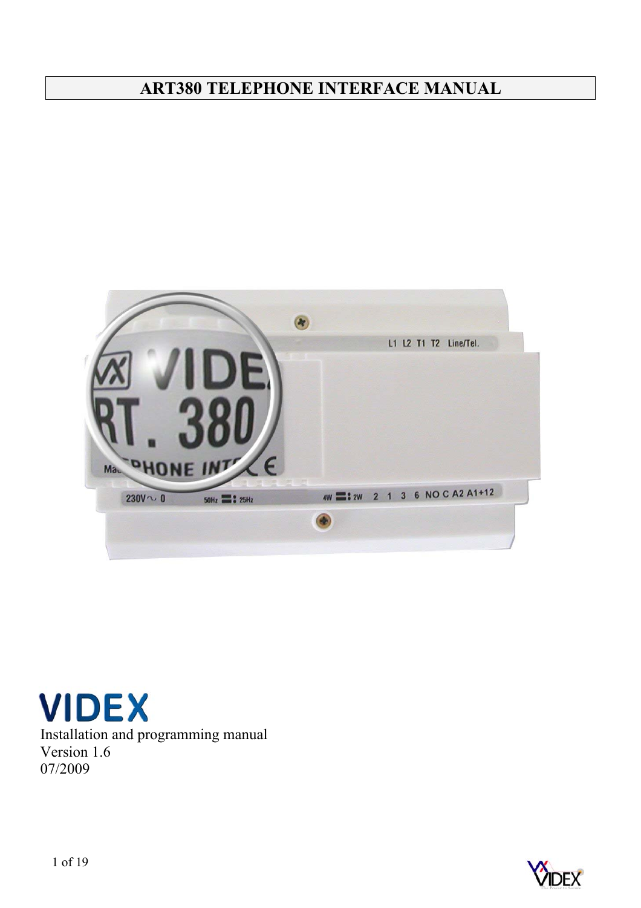# ART380 TELEPHONE INTERFACE MANUAL

VIDEX

Installation and programming manual
Version 1.6
07/2009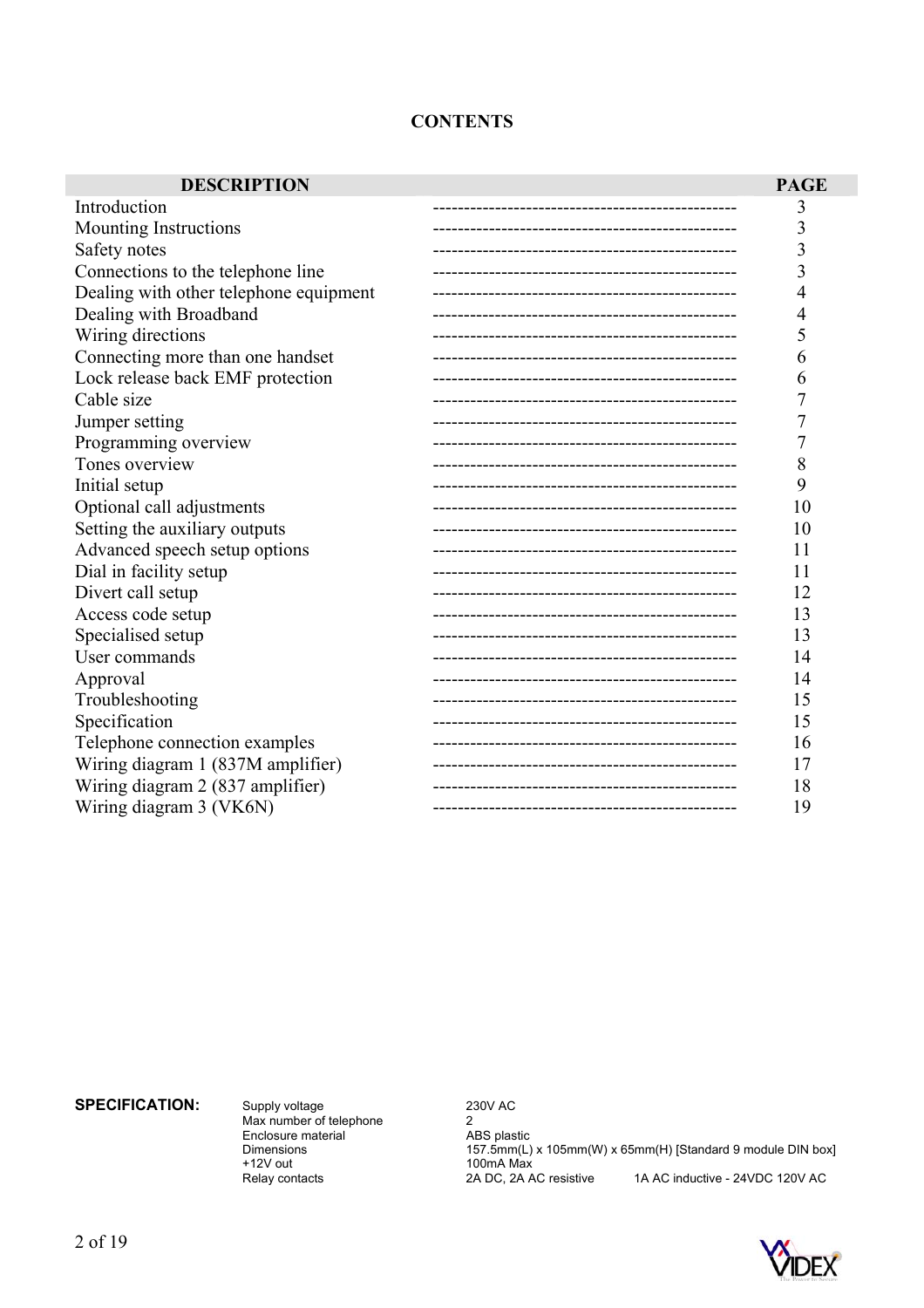# CONTENTS

| DESCRIPTION | PAGE |
|---|---|
| Introduction | 3 |
| Mounting Instructions | 3 |
| Safety notes | 3 |
| Connections to the telephone line | 3 |
| Dealing with other telephone equipment | 4 |
| Dealing with Broadband | 4 |
| Wiring directions | 5 |
| Connecting more than one handset | 6 |
| Lock release back EMF protection | 6 |
| Cable size | 7 |
| Jumper setting | 7 |
| Programming overview | 7 |
| Tones overview | 8 |
| Initial setup | 9 |
| Optional call adjustments | 10 |
| Setting the auxiliary outputs | 10 |
| Advanced speech setup options | 11 |
| Dial in facility setup | 11 |
| Divert call setup | 12 |
| Access code setup | 13 |
| Specialised setup | 13 |
| User commands | 14 |
| Approval | 14 |
| Troubleshooting | 15 |
| Specification | 15 |
| Telephone connection examples | 16 |
| Wiring diagram 1 (837M amplifier) | 17 |
| Wiring diagram 2 (837 amplifier) | 18 |
| Wiring diagram 3 (VK6N) | 19 |

**SPECIFICATION:**

| | |
|---|---|
| Supply voltage | 230V AC |
| Max number of telephone | 2 |
| Enclosure material | ABS plastic |
| Dimensions | 157.5mm(L) x 105mm(W) x 65mm(H) [Standard 9 module DIN box] |
| +12V out | 100mA Max |
| Relay contacts | 2A DC, 2A AC resistive 1A AC inductive - 24VDC 120V AC |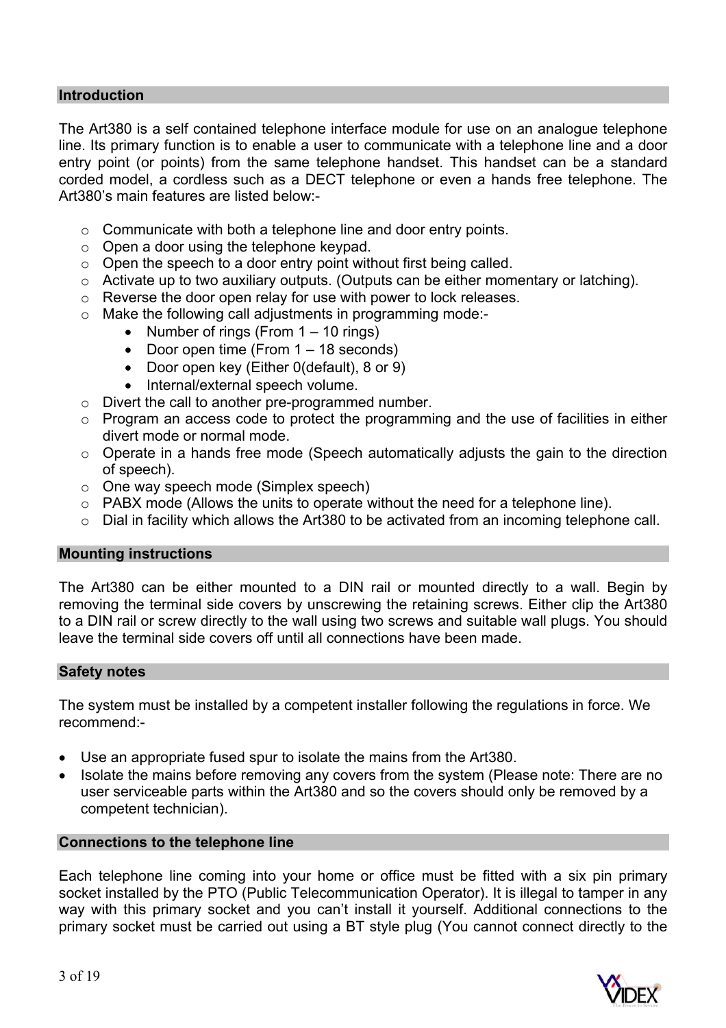## Introduction

The Art380 is a self contained telephone interface module for use on an analogue telephone line. Its primary function is to enable a user to communicate with a telephone line and a door entry point (or points) from the same telephone handset. This handset can be a standard corded model, a cordless such as a DECT telephone or even a hands free telephone. The Art380's main features are listed below:-

- Communicate with both a telephone line and door entry points.
- Open a door using the telephone keypad.
- Open the speech to a door entry point without first being called.
- Activate up to two auxiliary outputs. (Outputs can be either momentary or latching).
- Reverse the door open relay for use with power to lock releases.
- Make the following call adjustments in programming mode:-
  - Number of rings (From 1 – 10 rings)
  - Door open time (From 1 – 18 seconds)
  - Door open key (Either 0(default), 8 or 9)
  - Internal/external speech volume.
- Divert the call to another pre-programmed number.
- Program an access code to protect the programming and the use of facilities in either divert mode or normal mode.
- Operate in a hands free mode (Speech automatically adjusts the gain to the direction of speech).
- One way speech mode (Simplex speech)
- PABX mode (Allows the units to operate without the need for a telephone line).
- Dial in facility which allows the Art380 to be activated from an incoming telephone call.

## Mounting instructions

The Art380 can be either mounted to a DIN rail or mounted directly to a wall. Begin by removing the terminal side covers by unscrewing the retaining screws. Either clip the Art380 to a DIN rail or screw directly to the wall using two screws and suitable wall plugs. You should leave the terminal side covers off until all connections have been made.

## Safety notes

The system must be installed by a competent installer following the regulations in force. We recommend:-

- Use an appropriate fused spur to isolate the mains from the Art380.
- Isolate the mains before removing any covers from the system (Please note: There are no user serviceable parts within the Art380 and so the covers should only be removed by a competent technician).

## Connections to the telephone line

Each telephone line coming into your home or office must be fitted with a six pin primary socket installed by the PTO (Public Telecommunication Operator). It is illegal to tamper in any way with this primary socket and you can't install it yourself. Additional connections to the primary socket must be carried out using a BT style plug (You cannot connect directly to the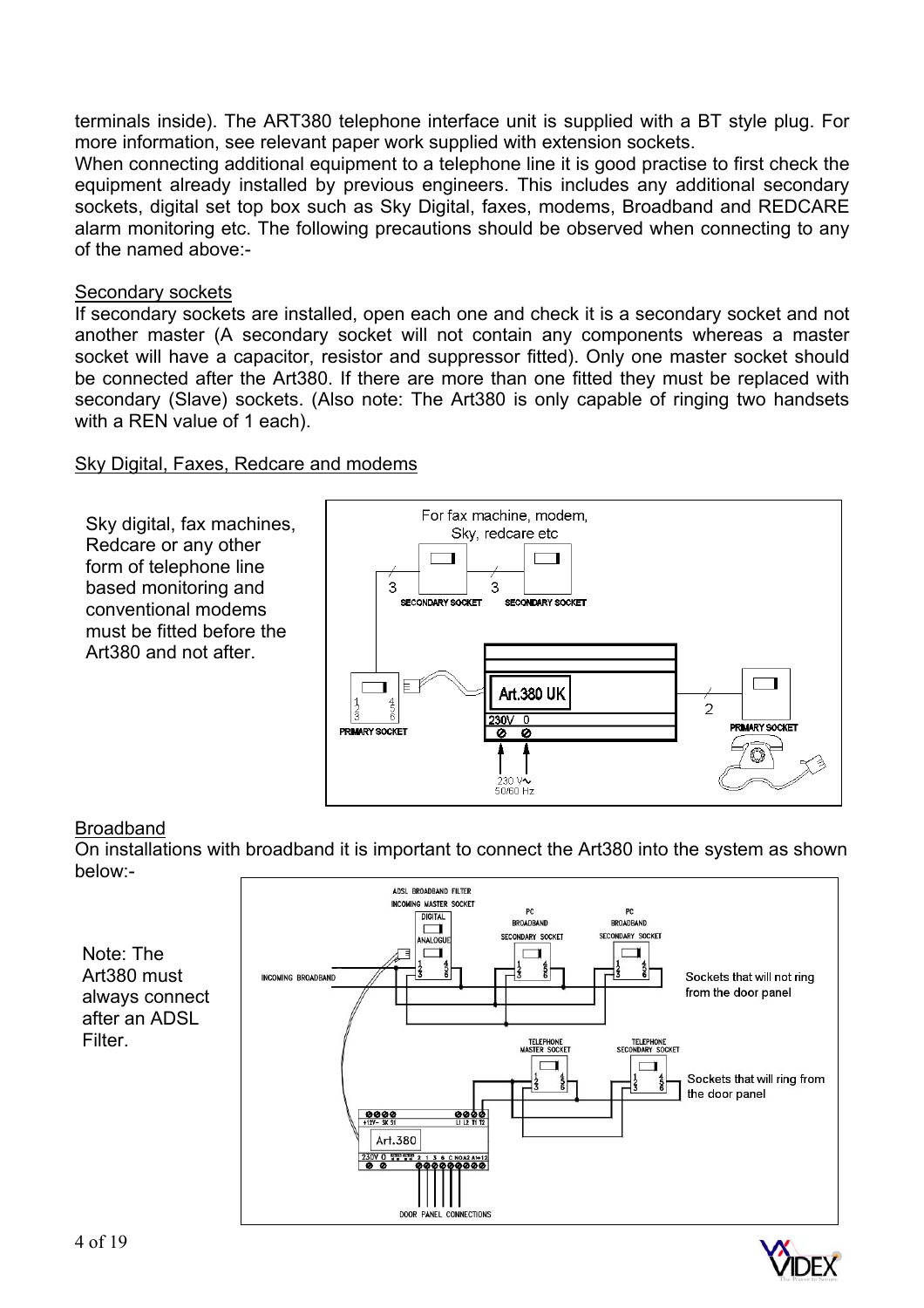terminals inside). The ART380 telephone interface unit is supplied with a BT style plug. For more information, see relevant paper work supplied with extension sockets.

When connecting additional equipment to a telephone line it is good practise to first check the equipment already installed by previous engineers. This includes any additional secondary sockets, digital set top box such as Sky Digital, faxes, modems, Broadband and REDCARE alarm monitoring etc. The following precautions should be observed when connecting to any of the named above:-

## Secondary sockets

If secondary sockets are installed, open each one and check it is a secondary socket and not another master (A secondary socket will not contain any components whereas a master socket will have a capacitor, resistor and suppressor fitted). Only one master socket should be connected after the Art380. If there are more than one fitted they must be replaced with secondary (Slave) sockets. (Also note: The Art380 is only capable of ringing two handsets with a REN value of 1 each).

## Sky Digital, Faxes, Redcare and modems

Sky digital, fax machines, Redcare or any other form of telephone line based monitoring and conventional modems must be fitted before the Art380 and not after.

## Broadband

On installations with broadband it is important to connect the Art380 into the system as shown below:-

Note: The Art380 must always connect after an ADSL Filter.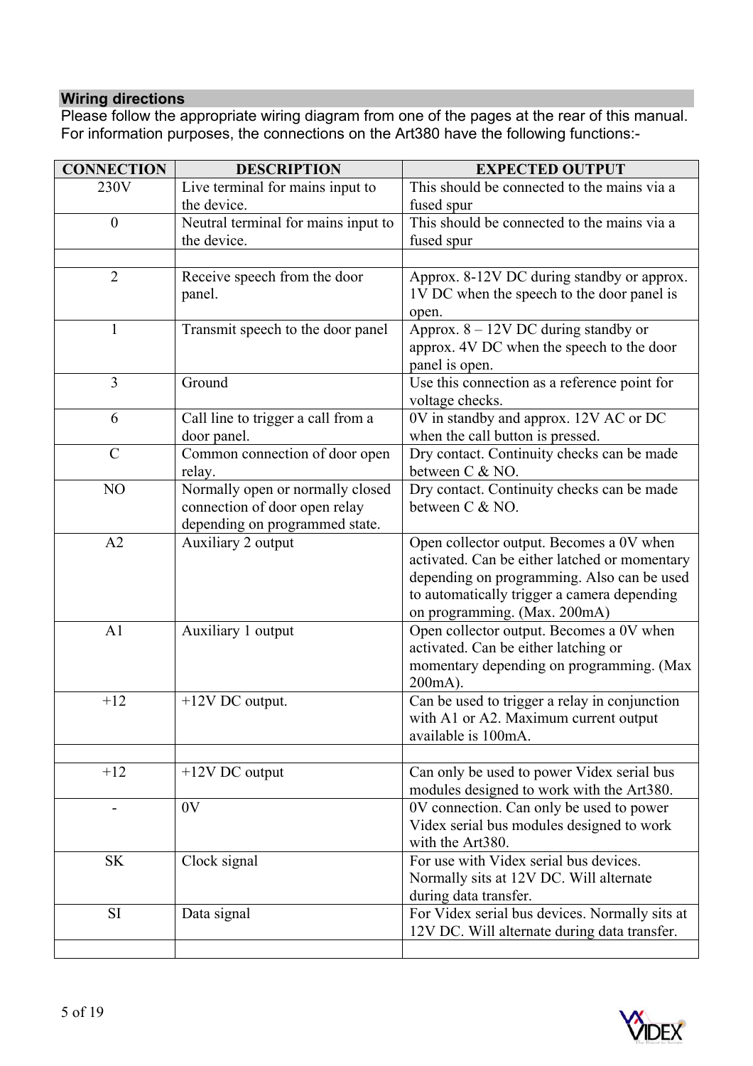## Wiring directions

Please follow the appropriate wiring diagram from one of the pages at the rear of this manual. For information purposes, the connections on the Art380 have the following functions:-

| CONNECTION | DESCRIPTION | EXPECTED OUTPUT |
|---|---|---|
| 230V | Live terminal for mains input to the device. | This should be connected to the mains via a fused spur |
| 0 | Neutral terminal for mains input to the device. | This should be connected to the mains via a fused spur |
| | | |
| 2 | Receive speech from the door panel. | Approx. 8-12V DC during standby or approx. 1V DC when the speech to the door panel is open. |
| 1 | Transmit speech to the door panel | Approx. 8 – 12V DC during standby or approx. 4V DC when the speech to the door panel is open. |
| 3 | Ground | Use this connection as a reference point for voltage checks. |
| 6 | Call line to trigger a call from a door panel. | 0V in standby and approx. 12V AC or DC when the call button is pressed. |
| C | Common connection of door open relay. | Dry contact. Continuity checks can be made between C & NO. |
| NO | Normally open or normally closed connection of door open relay depending on programmed state. | Dry contact. Continuity checks can be made between C & NO. |
| A2 | Auxiliary 2 output | Open collector output. Becomes a 0V when activated. Can be either latched or momentary depending on programming. Also can be used to automatically trigger a camera depending on programming. (Max. 200mA) |
| A1 | Auxiliary 1 output | Open collector output. Becomes a 0V when activated. Can be either latching or momentary depending on programming. (Max 200mA). |
| +12 | +12V DC output. | Can be used to trigger a relay in conjunction with A1 or A2. Maximum current output available is 100mA. |
| | | |
| +12 | +12V DC output | Can only be used to power Videx serial bus modules designed to work with the Art380. |
| - | 0V | 0V connection. Can only be used to power Videx serial bus modules designed to work with the Art380. |
| SK | Clock signal | For use with Videx serial bus devices. Normally sits at 12V DC. Will alternate during data transfer. |
| SI | Data signal | For Videx serial bus devices. Normally sits at 12V DC. Will alternate during data transfer. |
| | | |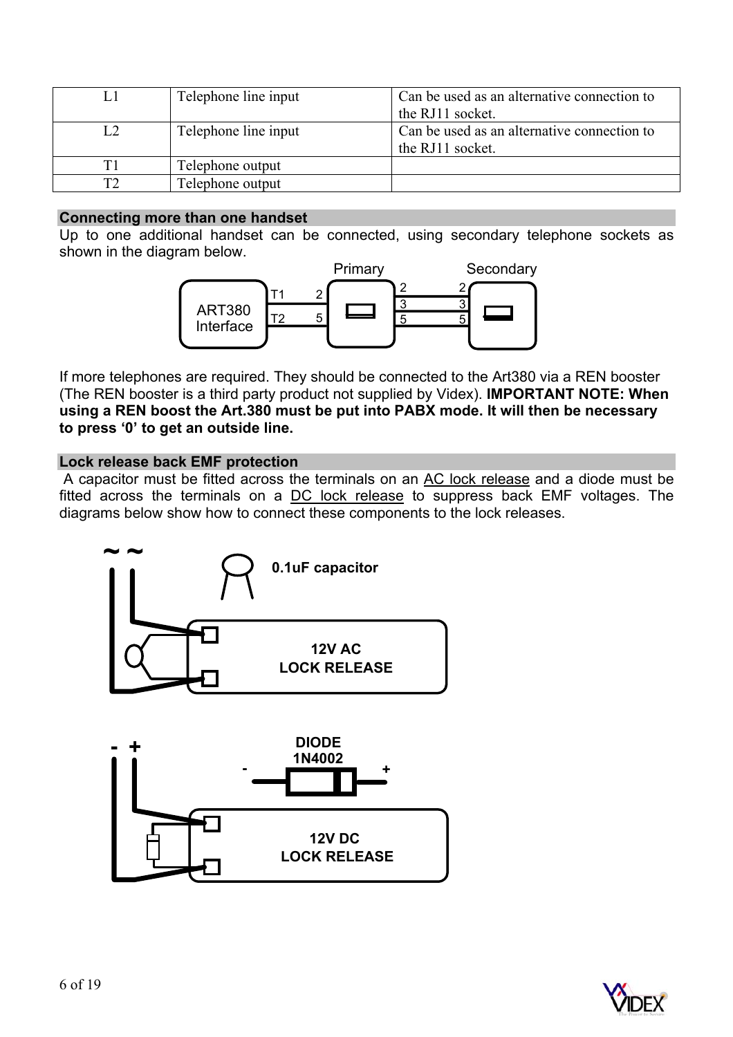| L1 | Telephone line input | Can be used as an alternative connection to the RJ11 socket. |
|---|---|---|
| L2 | Telephone line input | Can be used as an alternative connection to the RJ11 socket. |
| T1 | Telephone output | |
| T2 | Telephone output | |

## Connecting more than one handset

Up to one additional handset can be connected, using secondary telephone sockets as shown in the diagram below.

If more telephones are required. They should be connected to the Art380 via a REN booster (The REN booster is a third party product not supplied by Videx). **IMPORTANT NOTE: When using a REN boost the Art.380 must be put into PABX mode. It will then be necessary to press '0' to get an outside line.**

## Lock release back EMF protection

A capacitor must be fitted across the terminals on an AC lock release and a diode must be fitted across the terminals on a DC lock release to suppress back EMF voltages. The diagrams below show how to connect these components to the lock releases.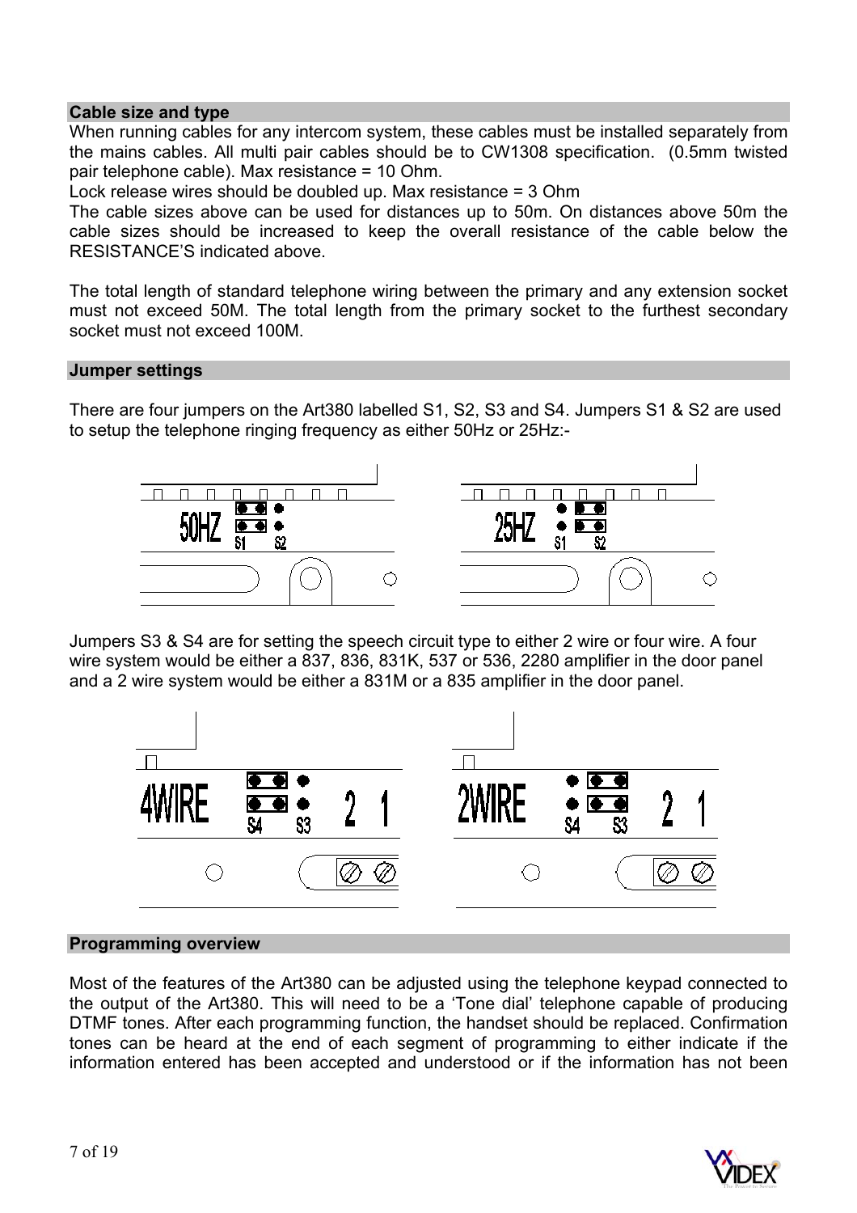### Cable size and type

When running cables for any intercom system, these cables must be installed separately from the mains cables. All multi pair cables should be to CW1308 specification. (0.5mm twisted pair telephone cable). Max resistance = 10 Ohm.

Lock release wires should be doubled up. Max resistance = 3 Ohm

The cable sizes above can be used for distances up to 50m. On distances above 50m the cable sizes should be increased to keep the overall resistance of the cable below the RESISTANCE'S indicated above.

The total length of standard telephone wiring between the primary and any extension socket must not exceed 50M. The total length from the primary socket to the furthest secondary socket must not exceed 100M.

### Jumper settings

There are four jumpers on the Art380 labelled S1, S2, S3 and S4. Jumpers S1 & S2 are used to setup the telephone ringing frequency as either 50Hz or 25Hz:-

50HZ S1 S2 &emsp; 25HZ S1 S2

Jumpers S3 & S4 are for setting the speech circuit type to either 2 wire or four wire. A four wire system would be either a 837, 836, 831K, 537 or 536, 2280 amplifier in the door panel and a 2 wire system would be either a 831M or a 835 amplifier in the door panel.

4WIRE S4 S3 2 1 &emsp; 2WIRE S4 S3 2 1

### Programming overview

Most of the features of the Art380 can be adjusted using the telephone keypad connected to the output of the Art380. This will need to be a 'Tone dial' telephone capable of producing DTMF tones. After each programming function, the handset should be replaced. Confirmation tones can be heard at the end of each segment of programming to either indicate if the information entered has been accepted and understood or if the information has not been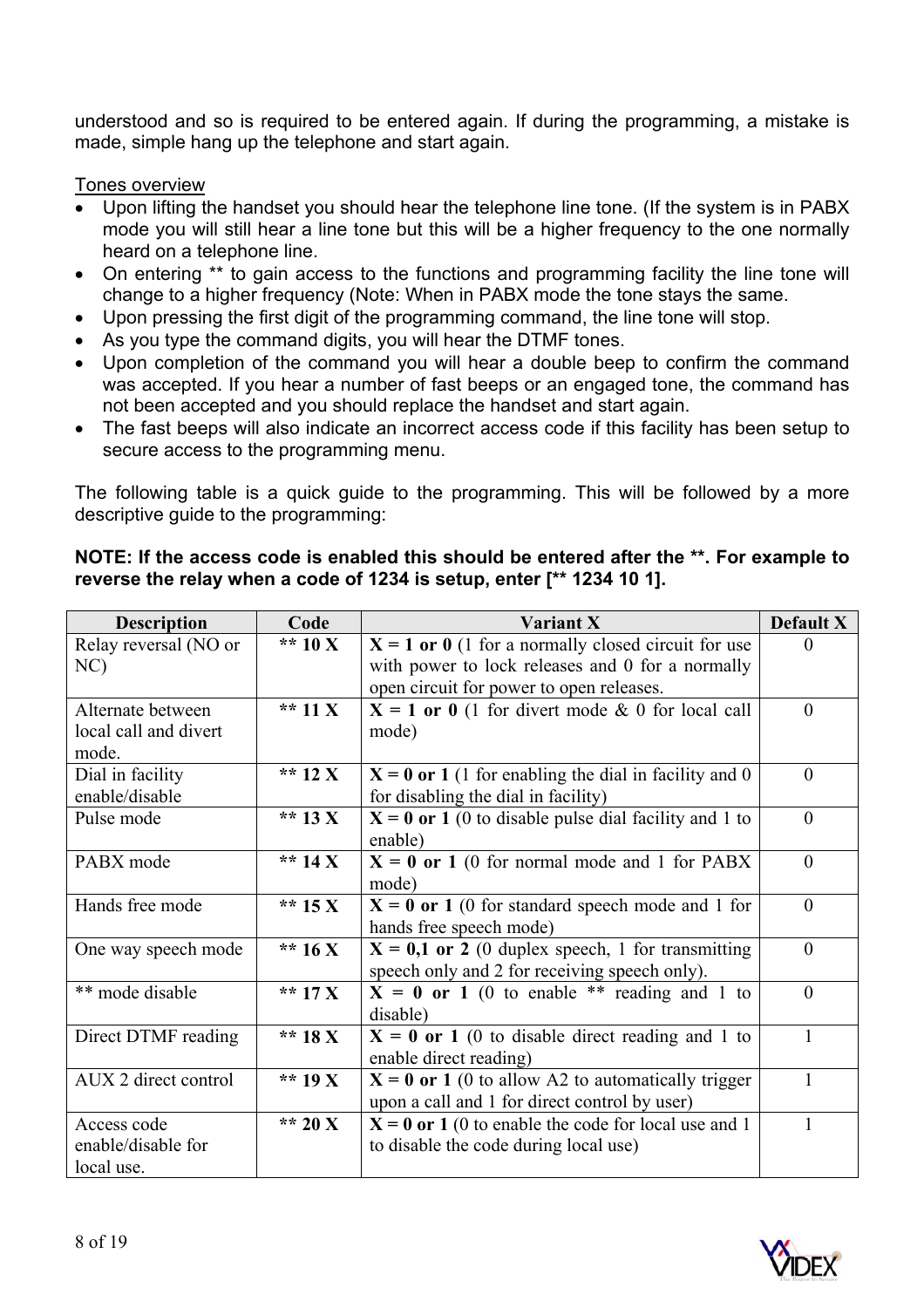understood and so is required to be entered again. If during the programming, a mistake is made, simple hang up the telephone and start again.

Tones overview

- Upon lifting the handset you should hear the telephone line tone. (If the system is in PABX mode you will still hear a line tone but this will be a higher frequency to the one normally heard on a telephone line.
- On entering ** to gain access to the functions and programming facility the line tone will change to a higher frequency (Note: When in PABX mode the tone stays the same.
- Upon pressing the first digit of the programming command, the line tone will stop.
- As you type the command digits, you will hear the DTMF tones.
- Upon completion of the command you will hear a double beep to confirm the command was accepted. If you hear a number of fast beeps or an engaged tone, the command has not been accepted and you should replace the handset and start again.
- The fast beeps will also indicate an incorrect access code if this facility has been setup to secure access to the programming menu.

The following table is a quick guide to the programming. This will be followed by a more descriptive guide to the programming:

**NOTE: If the access code is enabled this should be entered after the **. For example to reverse the relay when a code of 1234 is setup, enter [** 1234 10 1].**

| Description | Code | Variant X | Default X |
|---|---|---|---|
| Relay reversal (NO or NC) | **\*\* 10 X** | **X = 1 or 0** (1 for a normally closed circuit for use with power to lock releases and 0 for a normally open circuit for power to open releases. | 0 |
| Alternate between local call and divert mode. | **\*\* 11 X** | **X = 1 or 0** (1 for divert mode & 0 for local call mode) | 0 |
| Dial in facility enable/disable | **\*\* 12 X** | **X = 0 or 1** (1 for enabling the dial in facility and 0 for disabling the dial in facility) | 0 |
| Pulse mode | **\*\* 13 X** | **X = 0 or 1** (0 to disable pulse dial facility and 1 to enable) | 0 |
| PABX mode | **\*\* 14 X** | **X = 0 or 1** (0 for normal mode and 1 for PABX mode) | 0 |
| Hands free mode | **\*\* 15 X** | **X = 0 or 1** (0 for standard speech mode and 1 for hands free speech mode) | 0 |
| One way speech mode | **\*\* 16 X** | **X = 0,1 or 2** (0 duplex speech, 1 for transmitting speech only and 2 for receiving speech only). | 0 |
| ** mode disable | **\*\* 17 X** | **X = 0 or 1** (0 to enable ** reading and 1 to disable) | 0 |
| Direct DTMF reading | **\*\* 18 X** | **X = 0 or 1** (0 to disable direct reading and 1 to enable direct reading) | 1 |
| AUX 2 direct control | **\*\* 19 X** | **X = 0 or 1** (0 to allow A2 to automatically trigger upon a call and 1 for direct control by user) | 1 |
| Access code enable/disable for local use. | **\*\* 20 X** | **X = 0 or 1** (0 to enable the code for local use and 1 to disable the code during local use) | 1 |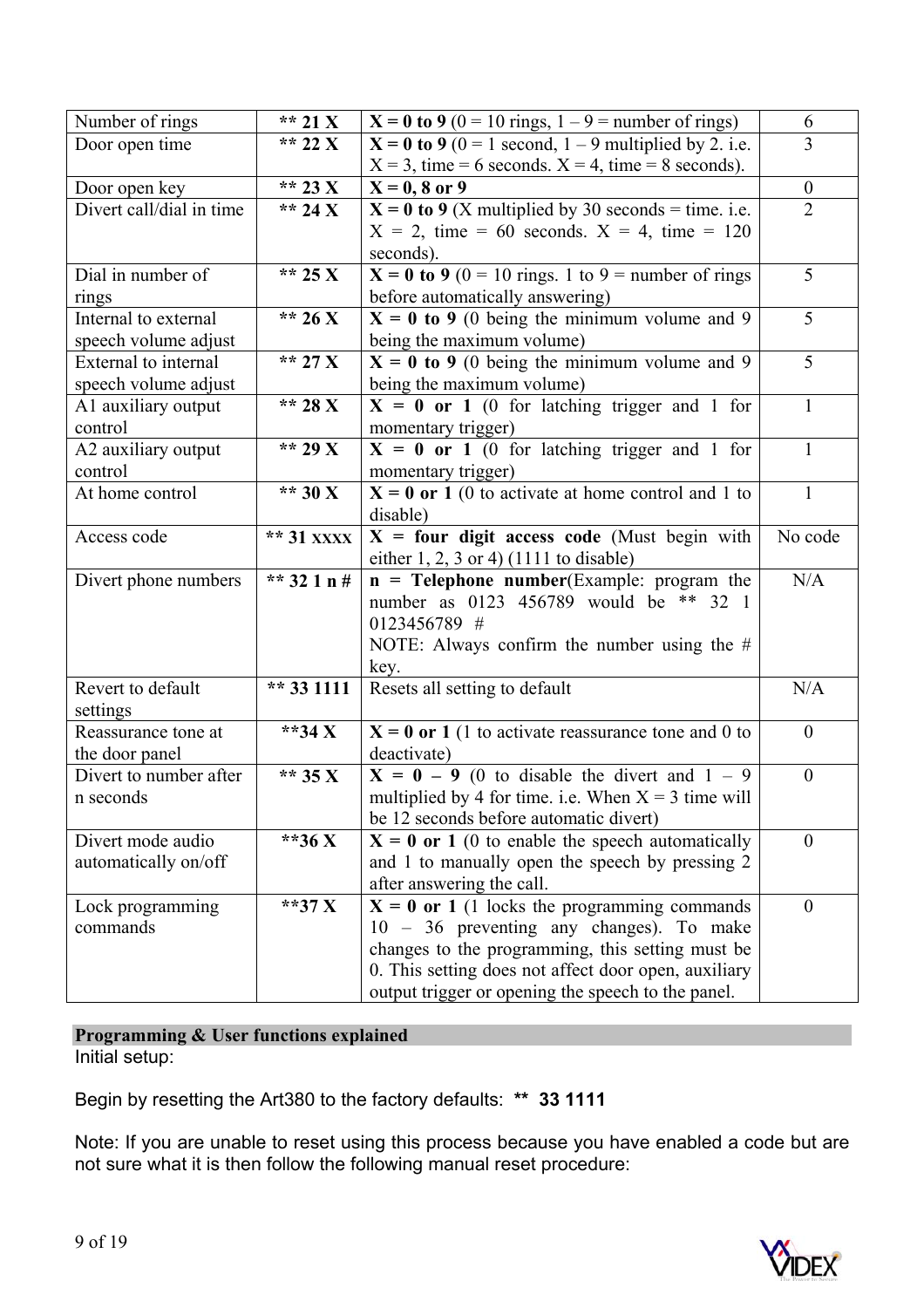| Number of rings | ** 21 X | **X = 0 to 9** (0 = 10 rings, 1 – 9 = number of rings) | 6 |
|---|---|---|---|
| Door open time | ** 22 X | **X = 0 to 9** (0 = 1 second, 1 – 9 multiplied by 2. i.e. X = 3, time = 6 seconds. X = 4, time = 8 seconds). | 3 |
| Door open key | ** 23 X | **X = 0, 8 or 9** | 0 |
| Divert call/dial in time | ** 24 X | **X = 0 to 9** (X multiplied by 30 seconds = time. i.e. X = 2, time = 60 seconds. X = 4, time = 120 seconds). | 2 |
| Dial in number of rings | ** 25 X | **X = 0 to 9** (0 = 10 rings. 1 to 9 = number of rings before automatically answering) | 5 |
| Internal to external speech volume adjust | ** 26 X | **X = 0 to 9** (0 being the minimum volume and 9 being the maximum volume) | 5 |
| External to internal speech volume adjust | ** 27 X | **X = 0 to 9** (0 being the minimum volume and 9 being the maximum volume) | 5 |
| A1 auxiliary output control | ** 28 X | **X = 0 or 1** (0 for latching trigger and 1 for momentary trigger) | 1 |
| A2 auxiliary output control | ** 29 X | **X = 0 or 1** (0 for latching trigger and 1 for momentary trigger) | 1 |
| At home control | ** 30 X | **X = 0 or 1** (0 to activate at home control and 1 to disable) | 1 |
| Access code | ** 31 xxxx | **X = four digit access code** (Must begin with either 1, 2, 3 or 4) (1111 to disable) | No code |
| Divert phone numbers | ** 32 1 n # | **n = Telephone number**(Example: program the number as 0123 456789 would be ** 32 1 0123456789 #<br>NOTE: Always confirm the number using the # key. | N/A |
| Revert to default settings | ** 33 1111 | Resets all setting to default | N/A |
| Reassurance tone at the door panel | **34 X | **X = 0 or 1** (1 to activate reassurance tone and 0 to deactivate) | 0 |
| Divert to number after n seconds | ** 35 X | **X = 0 – 9** (0 to disable the divert and 1 – 9 multiplied by 4 for time. i.e. When X = 3 time will be 12 seconds before automatic divert) | 0 |
| Divert mode audio automatically on/off | **36 X | **X = 0 or 1** (0 to enable the speech automatically and 1 to manually open the speech by pressing 2 after answering the call. | 0 |
| Lock programming commands | **37 X | **X = 0 or 1** (1 locks the programming commands 10 – 36 preventing any changes). To make changes to the programming, this setting must be 0. This setting does not affect door open, auxiliary output trigger or opening the speech to the panel. | 0 |

## Programming & User functions explained

Initial setup:

Begin by resetting the Art380 to the factory defaults: **** 33 1111**

Note: If you are unable to reset using this process because you have enabled a code but are not sure what it is then follow the following manual reset procedure: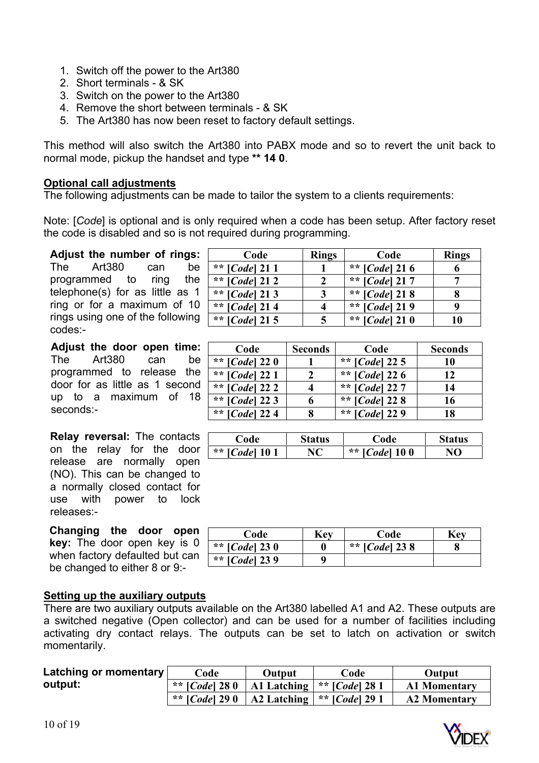1. Switch off the power to the Art380
2. Short terminals - & SK
3. Switch on the power to the Art380
4. Remove the short between terminals - & SK
5. The Art380 has now been reset to factory default settings.

This method will also switch the Art380 into PABX mode and so to revert the unit back to normal mode, pickup the handset and type **** 14 0**.

## Optional call adjustments

The following adjustments can be made to tailor the system to a clients requirements:

Note: [*Code*] is optional and is only required when a code has been setup. After factory reset the code is disabled and so is not required during programming.

**Adjust the number of rings:** The Art380 can be programmed to ring the telephone(s) for as little as 1 ring or for a maximum of 10 rings using one of the following codes:-

| Code | Rings | Code | Rings |
|---|---|---|---|
| ** [*Code*] 21 1 | 1 | ** [*Code*] 21 6 | 6 |
| ** [*Code*] 21 2 | 2 | ** [*Code*] 21 7 | 7 |
| ** [*Code*] 21 3 | 3 | ** [*Code*] 21 8 | 8 |
| ** [*Code*] 21 4 | 4 | ** [*Code*] 21 9 | 9 |
| ** [*Code*] 21 5 | 5 | ** [*Code*] 21 0 | 10 |

**Adjust the door open time:** The Art380 can be programmed to release the door for as little as 1 second up to a maximum of 18 seconds:-

| Code | Seconds | Code | Seconds |
|---|---|---|---|
| ** [*Code*] 22 0 | 1 | ** [*Code*] 22 5 | 10 |
| ** [*Code*] 22 1 | 2 | ** [*Code*] 22 6 | 12 |
| ** [*Code*] 22 2 | 4 | ** [*Code*] 22 7 | 14 |
| ** [*Code*] 22 3 | 6 | ** [*Code*] 22 8 | 16 |
| ** [*Code*] 22 4 | 8 | ** [*Code*] 22 9 | 18 |

**Relay reversal:** The contacts on the relay for the door release are normally open (NO). This can be changed to a normally closed contact for use with power to lock releases:-

| Code | Status | Code | Status |
|---|---|---|---|
| ** [*Code*] 10 1 | NC | ** [*Code*] 10 0 | NO |

**Changing the door open key:** The door open key is 0 when factory defaulted but can be changed to either 8 or 9:-

| Code | Key | Code | Key |
|---|---|---|---|
| ** [*Code*] 23 0 | 0 | ** [*Code*] 23 8 | 8 |
| ** [*Code*] 23 9 | 9 | | |

## Setting up the auxiliary outputs

There are two auxiliary outputs available on the Art380 labelled A1 and A2. These outputs are a switched negative (Open collector) and can be used for a number of facilities including activating dry contact relays. The outputs can be set to latch on activation or switch momentarily.

**Latching or momentary output:**

| Code | Output | Code | Output |
|---|---|---|---|
| ** [*Code*] 28 0 | A1 Latching | ** [*Code*] 28 1 | A1 Momentary |
| ** [*Code*] 29 0 | A2 Latching | ** [*Code*] 29 1 | A2 Momentary |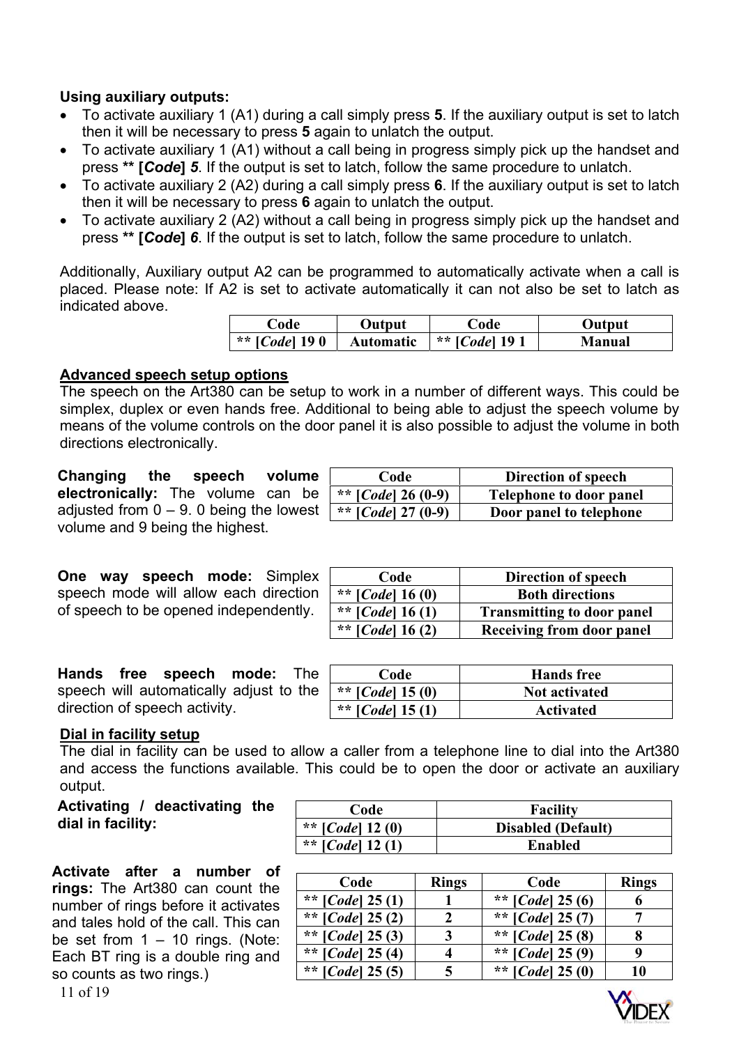**Using auxiliary outputs:**

- To activate auxiliary 1 (A1) during a call simply press **5**. If the auxiliary output is set to latch then it will be necessary to press **5** again to unlatch the output.
- To activate auxiliary 1 (A1) without a call being in progress simply pick up the handset and press **** [*Code*] *5***. If the output is set to latch, follow the same procedure to unlatch.
- To activate auxiliary 2 (A2) during a call simply press **6**. If the auxiliary output is set to latch then it will be necessary to press **6** again to unlatch the output.
- To activate auxiliary 2 (A2) without a call being in progress simply pick up the handset and press **** [*Code*] *6***. If the output is set to latch, follow the same procedure to unlatch.

Additionally, Auxiliary output A2 can be programmed to automatically activate when a call is placed. Please note: If A2 is set to activate automatically it can not also be set to latch as indicated above.

| Code | Output | Code | Output |
|---|---|---|---|
| ** [*Code*] 19 0 | Automatic | ** [*Code*] 19 1 | Manual |

## Advanced speech setup options

The speech on the Art380 can be setup to work in a number of different ways. This could be simplex, duplex or even hands free. Additional to being able to adjust the speech volume by means of the volume controls on the door panel it is also possible to adjust the volume in both directions electronically.

**Changing the speech volume electronically:** The volume can be adjusted from 0 – 9. 0 being the lowest volume and 9 being the highest.

| Code | Direction of speech |
|---|---|
| ** [*Code*] 26 (0-9) | Telephone to door panel |
| ** [*Code*] 27 (0-9) | Door panel to telephone |

**One way speech mode:** Simplex speech mode will allow each direction of speech to be opened independently.

| Code | Direction of speech |
|---|---|
| ** [*Code*] 16 (0) | Both directions |
| ** [*Code*] 16 (1) | Transmitting to door panel |
| ** [*Code*] 16 (2) | Receiving from door panel |

**Hands free speech mode:** The speech will automatically adjust to the direction of speech activity.

| Code | Hands free |
|---|---|
| ** [*Code*] 15 (0) | Not activated |
| ** [*Code*] 15 (1) | Activated |

## Dial in facility setup

The dial in facility can be used to allow a caller from a telephone line to dial into the Art380 and access the functions available. This could be to open the door or activate an auxiliary output.

**Activating / deactivating the dial in facility:**

| Code | Facility |
|---|---|
| ** [*Code*] 12 (0) | Disabled (Default) |
| ** [*Code*] 12 (1) | Enabled |

**Activate after a number of rings:** The Art380 can count the number of rings before it activates and tales hold of the call. This can be set from 1 – 10 rings. (Note: Each BT ring is a double ring and so counts as two rings.)

| Code | Rings | Code | Rings |
|---|---|---|---|
| ** [*Code*] 25 (1) | 1 | ** [*Code*] 25 (6) | 6 |
| ** [*Code*] 25 (2) | 2 | ** [*Code*] 25 (7) | 7 |
| ** [*Code*] 25 (3) | 3 | ** [*Code*] 25 (8) | 8 |
| ** [*Code*] 25 (4) | 4 | ** [*Code*] 25 (9) | 9 |
| ** [*Code*] 25 (5) | 5 | ** [*Code*] 25 (0) | 10 |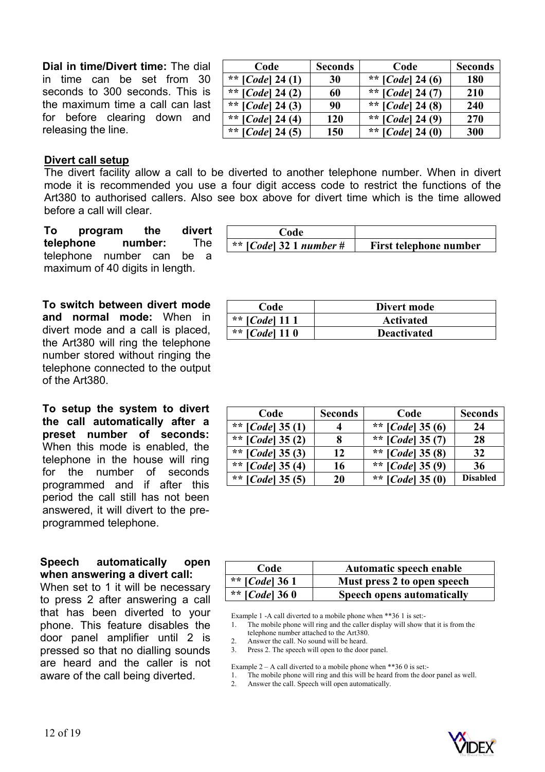**Dial in time/Divert time:** The dial in time can be set from 30 seconds to 300 seconds. This is the maximum time a call can last for before clearing down and releasing the line.

| Code | Seconds | Code | Seconds |
|---|---|---|---|
| ** [*Code*] 24 (1) | 30 | ** [*Code*] 24 (6) | 180 |
| ** [*Code*] 24 (2) | 60 | ** [*Code*] 24 (7) | 210 |
| ** [*Code*] 24 (3) | 90 | ** [*Code*] 24 (8) | 240 |
| ** [*Code*] 24 (4) | 120 | ** [*Code*] 24 (9) | 270 |
| ** [*Code*] 24 (5) | 150 | ** [*Code*] 24 (0) | 300 |

## Divert call setup

The divert facility allow a call to be diverted to another telephone number. When in divert mode it is recommended you use a four digit access code to restrict the functions of the Art380 to authorised callers. Also see box above for divert time which is the time allowed before a call will clear.

**To program the divert telephone number:** The telephone number can be a maximum of 40 digits in length.

| Code | |
|---|---|
| ** [*Code*] 32 1 *number* # | First telephone number |

**To switch between divert mode and normal mode:** When in divert mode and a call is placed, the Art380 will ring the telephone number stored without ringing the telephone connected to the output of the Art380.

| Code | Divert mode |
|---|---|
| ** [*Code*] 11 1 | Activated |
| ** [*Code*] 11 0 | Deactivated |

**To setup the system to divert the call automatically after a preset number of seconds:** When this mode is enabled, the telephone in the house will ring for the number of seconds programmed and if after this period the call still has not been answered, it will divert to the pre-programmed telephone.

| Code | Seconds | Code | Seconds |
|---|---|---|---|
| ** [*Code*] 35 (1) | 4 | ** [*Code*] 35 (6) | 24 |
| ** [*Code*] 35 (2) | 8 | ** [*Code*] 35 (7) | 28 |
| ** [*Code*] 35 (3) | 12 | ** [*Code*] 35 (8) | 32 |
| ** [*Code*] 35 (4) | 16 | ** [*Code*] 35 (9) | 36 |
| ** [*Code*] 35 (5) | 20 | ** [*Code*] 35 (0) | Disabled |

**Speech automatically open when answering a divert call:**
When set to 1 it will be necessary to press 2 after answering a call that has been diverted to your phone. This feature disables the door panel amplifier until 2 is pressed so that no dialling sounds are heard and the caller is not aware of the call being diverted.

| Code | Automatic speech enable |
|---|---|
| ** [*Code*] 36 1 | Must press 2 to open speech |
| ** [*Code*] 36 0 | Speech opens automatically |

Example 1 -A call diverted to a mobile phone when **36 1 is set:-

1. The mobile phone will ring and the caller display will show that it is from the telephone number attached to the Art380.
2. Answer the call. No sound will be heard.
3. Press 2. The speech will open to the door panel.

Example 2 – A call diverted to a mobile phone when **36 0 is set:-

1. The mobile phone will ring and this will be heard from the door panel as well.
2. Answer the call. Speech will open automatically.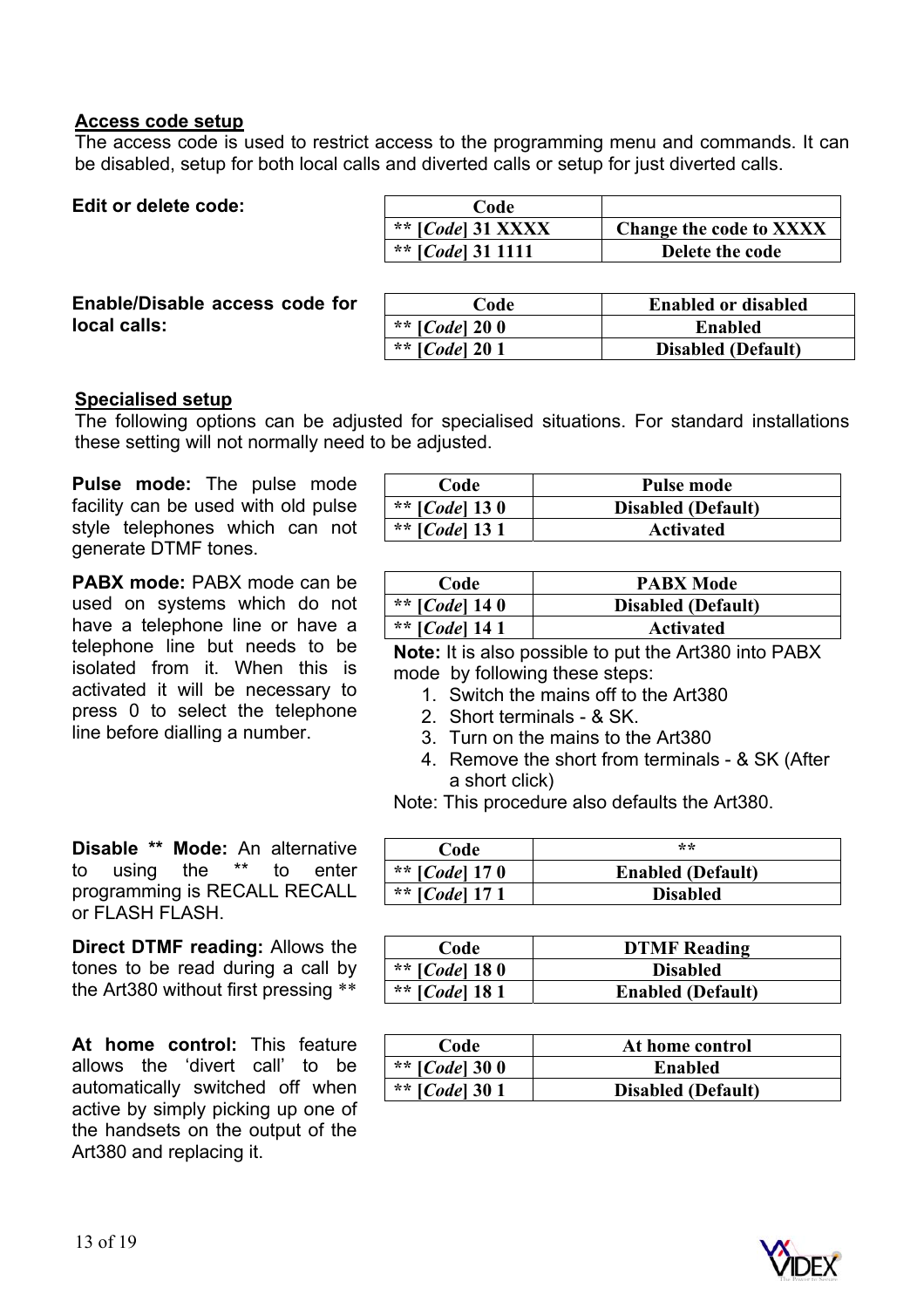## Access code setup

The access code is used to restrict access to the programming menu and commands. It can be disabled, setup for both local calls and diverted calls or setup for just diverted calls.

**Edit or delete code:**

| Code | |
|---|---|
| ** [*Code*] 31 XXXX | Change the code to XXXX |
| ** [*Code*] 31 1111 | Delete the code |

**Enable/Disable access code for local calls:**

| Code | Enabled or disabled |
|---|---|
| ** [*Code*] 20 0 | Enabled |
| ** [*Code*] 20 1 | Disabled (Default) |

## Specialised setup

The following options can be adjusted for specialised situations. For standard installations these setting will not normally need to be adjusted.

**Pulse mode:** The pulse mode facility can be used with old pulse style telephones which can not generate DTMF tones.

| Code | Pulse mode |
|---|---|
| ** [*Code*] 13 0 | Disabled (Default) |
| ** [*Code*] 13 1 | Activated |

**PABX mode:** PABX mode can be used on systems which do not have a telephone line or have a telephone line but needs to be isolated from it. When this is activated it will be necessary to press 0 to select the telephone line before dialling a number.

| Code | PABX Mode |
|---|---|
| ** [*Code*] 14 0 | Disabled (Default) |
| ** [*Code*] 14 1 | Activated |

**Note:** It is also possible to put the Art380 into PABX mode by following these steps:

1. Switch the mains off to the Art380
2. Short terminals - & SK.
3. Turn on the mains to the Art380
4. Remove the short from terminals - & SK (After a short click)

Note: This procedure also defaults the Art380.

**Disable ** Mode:** An alternative to using the ** to enter programming is RECALL RECALL or FLASH FLASH.

| Code | ** |
|---|---|
| ** [*Code*] 17 0 | Enabled (Default) |
| ** [*Code*] 17 1 | Disabled |

**Direct DTMF reading:** Allows the tones to be read during a call by the Art380 without first pressing **

| Code | DTMF Reading |
|---|---|
| ** [*Code*] 18 0 | Disabled |
| ** [*Code*] 18 1 | Enabled (Default) |

**At home control:** This feature allows the 'divert call' to be automatically switched off when active by simply picking up one of the handsets on the output of the Art380 and replacing it.

| Code | At home control |
|---|---|
| ** [*Code*] 30 0 | Enabled |
| ** [*Code*] 30 1 | Disabled (Default) |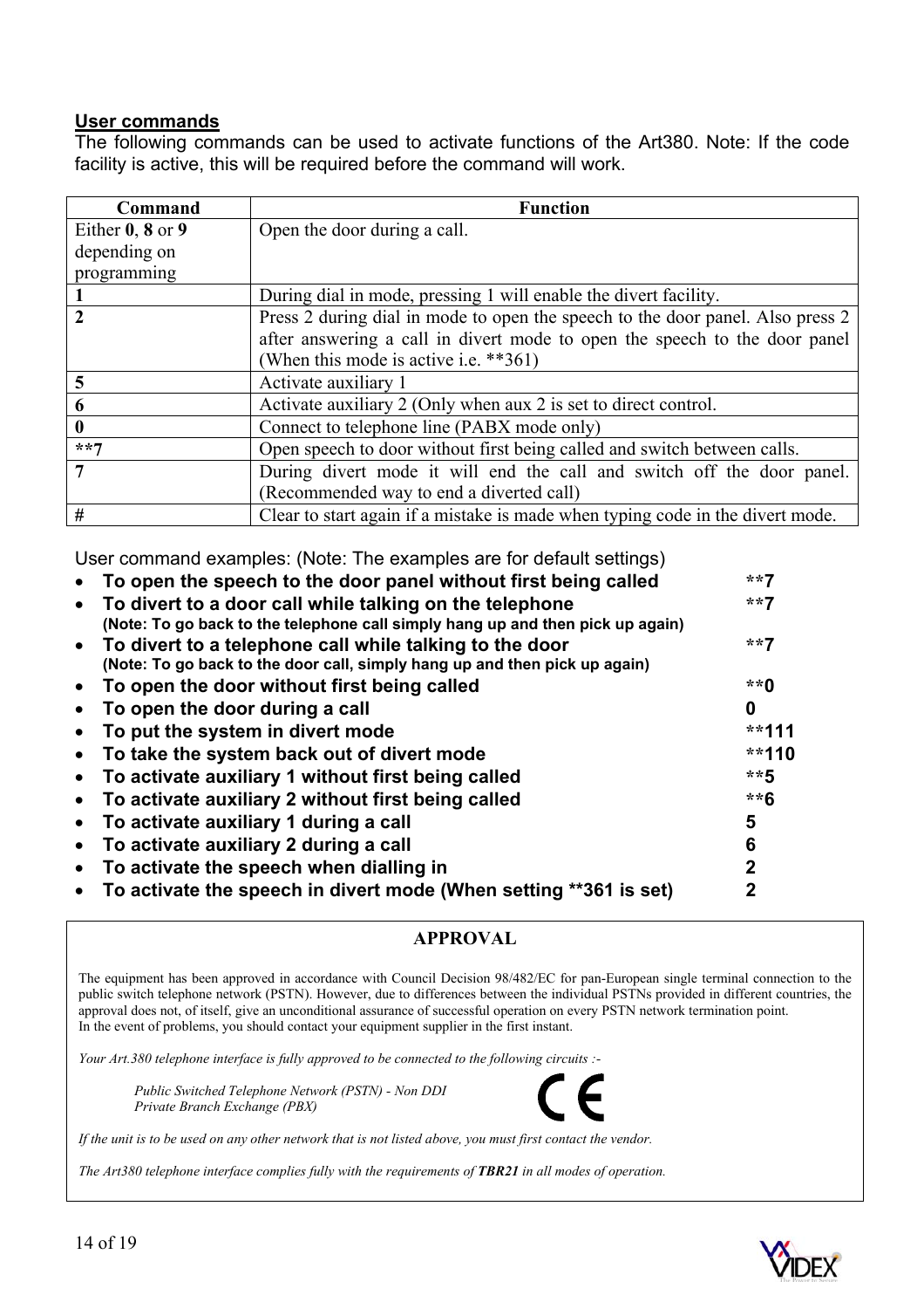**User commands**

The following commands can be used to activate functions of the Art380. Note: If the code facility is active, this will be required before the command will work.

| Command | Function |
|---|---|
| Either **0**, **8** or **9** depending on programming | Open the door during a call. |
| **1** | During dial in mode, pressing 1 will enable the divert facility. |
| **2** | Press 2 during dial in mode to open the speech to the door panel. Also press 2 after answering a call in divert mode to open the speech to the door panel (When this mode is active i.e. **361) |
| **5** | Activate auxiliary 1 |
| **6** | Activate auxiliary 2 (Only when aux 2 is set to direct control. |
| **0** | Connect to telephone line (PABX mode only) |
| ****7** | Open speech to door without first being called and switch between calls. |
| **7** | During divert mode it will end the call and switch off the door panel. (Recommended way to end a diverted call) |
| # | Clear to start again if a mistake is made when typing code in the divert mode. |

User command examples: (Note: The examples are for default settings)

- **To open the speech to the door panel without first being called** **7
- **To divert to a door call while talking on the telephone** **7
  **(Note: To go back to the telephone call simply hang up and then pick up again)**
- **To divert to a telephone call while talking to the door** **7
  **(Note: To go back to the door call, simply hang up and then pick up again)**
- **To open the door without first being called** **0
- **To open the door during a call** **0**
- **To put the system in divert mode** **111
- **To take the system back out of divert mode** **110
- **To activate auxiliary 1 without first being called** **5
- **To activate auxiliary 2 without first being called** **6
- **To activate auxiliary 1 during a call** **5**
- **To activate auxiliary 2 during a call** **6**
- **To activate the speech when dialling in** **2**
- **To activate the speech in divert mode (When setting **361 is set)** **2**

**APPROVAL**

The equipment has been approved in accordance with Council Decision 98/482/EC for pan-European single terminal connection to the public switch telephone network (PSTN). However, due to differences between the individual PSTNs provided in different countries, the approval does not, of itself, give an unconditional assurance of successful operation on every PSTN network termination point.
In the event of problems, you should contact your equipment supplier in the first instant.

*Your Art.380 telephone interface is fully approved to be connected to the following circuits :-*

*Public Switched Telephone Network (PSTN) - Non DDI*
*Private Branch Exchange (PBX)*

CE

*If the unit is to be used on any other network that is not listed above, you must first contact the vendor.*

*The Art380 telephone interface complies fully with the requirements of **TBR21** in all modes of operation.*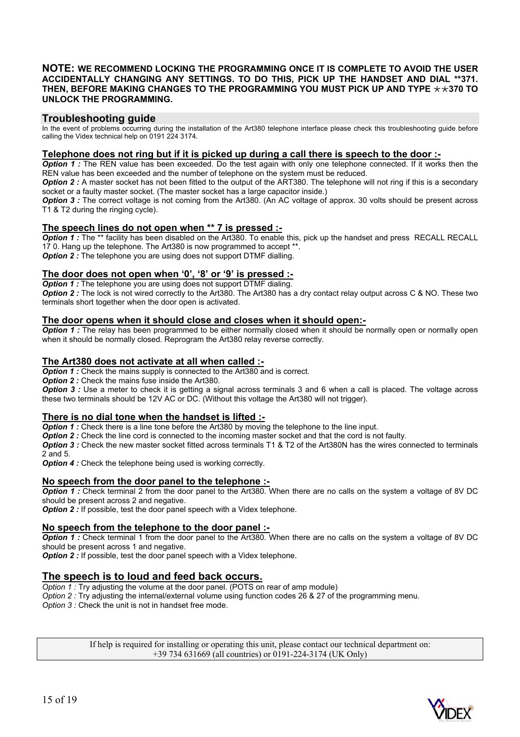**NOTE: WE RECOMMEND LOCKING THE PROGRAMMING ONCE IT IS COMPLETE TO AVOID THE USER ACCIDENTALLY CHANGING ANY SETTINGS. TO DO THIS, PICK UP THE HANDSET AND DIAL **371. THEN, BEFORE MAKING CHANGES TO THE PROGRAMMING YOU MUST PICK UP AND TYPE ⋆⋆370 TO UNLOCK THE PROGRAMMING.**

## Troubleshooting guide

In the event of problems occurring during the installation of the Art380 telephone interface please check this troubleshooting guide before calling the Videx technical help on 0191 224 3174.

### Telephone does not ring but if it is picked up during a call there is speech to the door :-

***Option 1 :*** The REN value has been exceeded. Do the test again with only one telephone connected. If it works then the REN value has been exceeded and the number of telephone on the system must be reduced.

***Option 2 :*** A master socket has not been fitted to the output of the ART380. The telephone will not ring if this is a secondary socket or a faulty master socket. (The master socket has a large capacitor inside.)

***Option 3 :*** The correct voltage is not coming from the Art380. (An AC voltage of approx. 30 volts should be present across T1 & T2 during the ringing cycle).

### The speech lines do not open when ** 7 is pressed :-

***Option 1 :*** The ** facility has been disabled on the Art380. To enable this, pick up the handset and press RECALL RECALL 17 0. Hang up the telephone. The Art380 is now programmed to accept **.

***Option 2 :*** The telephone you are using does not support DTMF dialling.

### The door does not open when '0', '8' or '9' is pressed :-

***Option 1 :*** The telephone you are using does not support DTMF dialing.

***Option 2 :*** The lock is not wired correctly to the Art380. The Art380 has a dry contact relay output across C & NO. These two terminals short together when the door open is activated.

### The door opens when it should close and closes when it should open:-

***Option 1 :*** The relay has been programmed to be either normally closed when it should be normally open or normally open when it should be normally closed. Reprogram the Art380 relay reverse correctly.

### The Art380 does not activate at all when called :-

***Option 1 :*** Check the mains supply is connected to the Art380 and is correct.

***Option 2 :*** Check the mains fuse inside the Art380.

***Option 3 :*** Use a meter to check it is getting a signal across terminals 3 and 6 when a call is placed. The voltage across these two terminals should be 12V AC or DC. (Without this voltage the Art380 will not trigger).

### There is no dial tone when the handset is lifted :-

***Option 1 :*** Check there is a line tone before the Art380 by moving the telephone to the line input.

***Option 2 :*** Check the line cord is connected to the incoming master socket and that the cord is not faulty.

***Option 3 :*** Check the new master socket fitted across terminals T1 & T2 of the Art380N has the wires connected to terminals 2 and 5.

***Option 4 :*** Check the telephone being used is working correctly.

### No speech from the door panel to the telephone :-

***Option 1 :*** Check terminal 2 from the door panel to the Art380. When there are no calls on the system a voltage of 8V DC should be present across 2 and negative.

***Option 2 :*** If possible, test the door panel speech with a Videx telephone.

### No speech from the telephone to the door panel :-

***Option 1 :*** Check terminal 1 from the door panel to the Art380. When there are no calls on the system a voltage of 8V DC should be present across 1 and negative.

***Option 2 :*** If possible, test the door panel speech with a Videx telephone.

### The speech is to loud and feed back occurs.

*Option 1 :* Try adjusting the volume at the door panel. (POTS on rear of amp module)

*Option 2 :* Try adjusting the internal/external volume using function codes 26 & 27 of the programming menu.

*Option 3 :* Check the unit is not in handset free mode.

If help is required for installing or operating this unit, please contact our technical department on:
+39 734 631669 (all countries) or 0191-224-3174 (UK Only)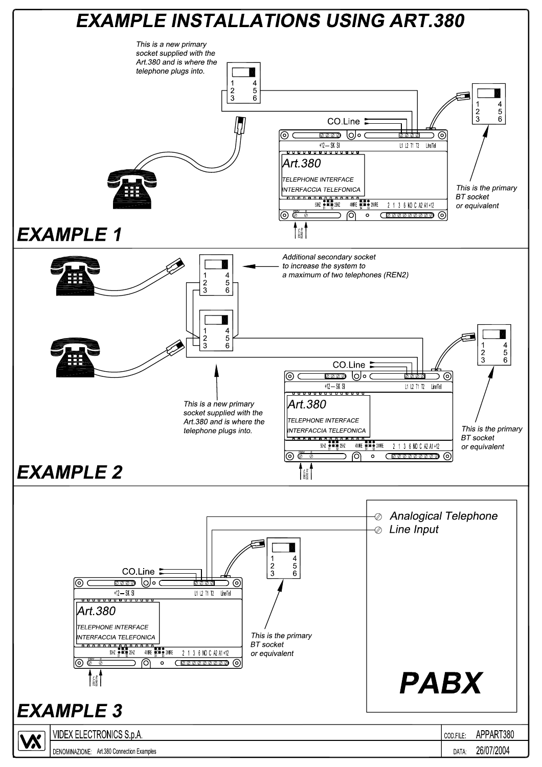# EXAMPLE INSTALLATIONS USING ART.380

*This is a new primary socket supplied with the Art.380 and is where the telephone plugs into.*

1 4
2 5
3 6

CO.Line

+12 — SK SI

L1 L2 T1 T2 Line/Tel

Art.380

TELEPHONE INTERFACE

INTERFACCIA TELEFONICA

50HZ S1 S2 25HZ 4WIRE S4 S3 2WIRE 2 1 3 6 NO C A2 A1 +12

*This is the primary BT socket or equivalent*

## EXAMPLE 1

*Additional secondary socket to increase the system to a maximum of two telephones (REN2)*

1 4
2 5
3 6

CO.Line

+12 — SK SI

L1 L2 T1 T2 Line/Tel

Art.380

TELEPHONE INTERFACE

INTERFACCIA TELEFONICA

*This is a new primary socket supplied with the Art.380 and is where the telephone plugs into.*

*This is the primary BT socket or equivalent*

## EXAMPLE 2

Analogical Telephone

Line Input

CO.Line

+12 — SK SI

L1 L2 T1 T2 Line/Tel

Art.380

TELEPHONE INTERFACE

INTERFACCIA TELEFONICA

*This is the primary BT socket or equivalent*

**PABX**

## EXAMPLE 3

| VIDEX ELECTRONICS S.p.A. | COD.FILE: | APPART380 |
|---|---|---|
| DENOMINAZIONE: Art.380 Connection Examples | DATA: | 26/07/2004 |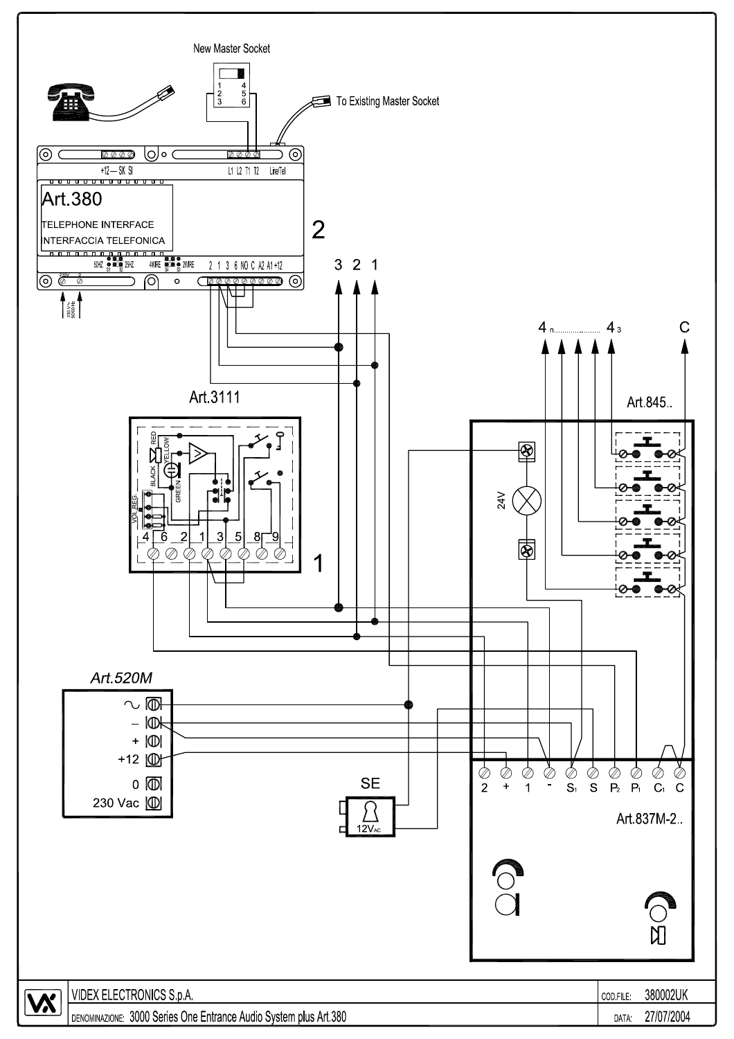New Master Socket

1 4
2 5
3 6

To Existing Master Socket

+12 — SK SI

L1 L2 T1 T2 Line/Tel

Art.380

TELEPHONE INTERFACE

INTERFACCIA TELEFONICA

2

50HZ S1 S2 25HZ 4WIRE S3 S4 2WIRE

230V 0

2 1 3 6 NO C A2 A1 +12

3 2 1

4 n.................... 4 3 C

Art.3111

RED YELLOW BLACK GREEN VOL.REG.

4 6 2 1 3 5 8 9

1

Art.845..

24V

Art.520M

~
–
+
+12
0
230 Vac

SE

12VAC

2 + 1 - S1 S P2 P1 C1 C

Art.837M-2..

| | | | |
|---|---|---|---|
| VIDEX ELECTRONICS S.p.A. | | COD.FILE: | 380002UK |
| DENOMINAZIONE: 3000 Series One Entrance Audio System plus Art.380 | | DATA: | 27/07/2004 |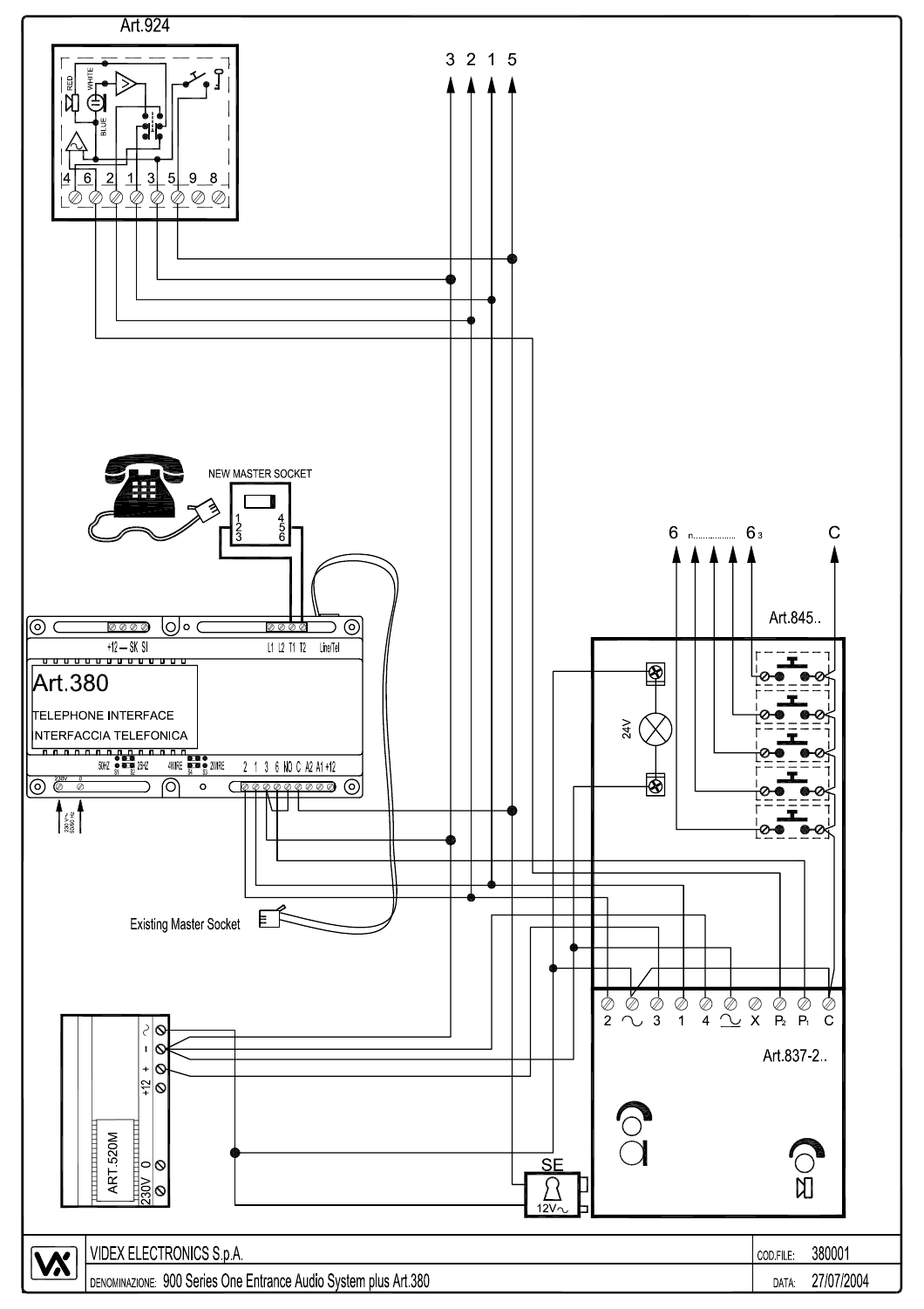Art.924

3 2 1 5

NEW MASTER SOCKET

Art.380

TELEPHONE INTERFACE

INTERFACCIA TELEFONICA

Existing Master Socket

6 .................. 6 3 C

Art.845..

Art.837-2..

SE

12V~

ART.520M

| VIDEX ELECTRONICS S.p.A. | COD.FILE: 380001 |
| --- | --- |
| DENOMINAZIONE: 900 Series One Entrance Audio System plus Art.380 | DATA: 27/07/2004 |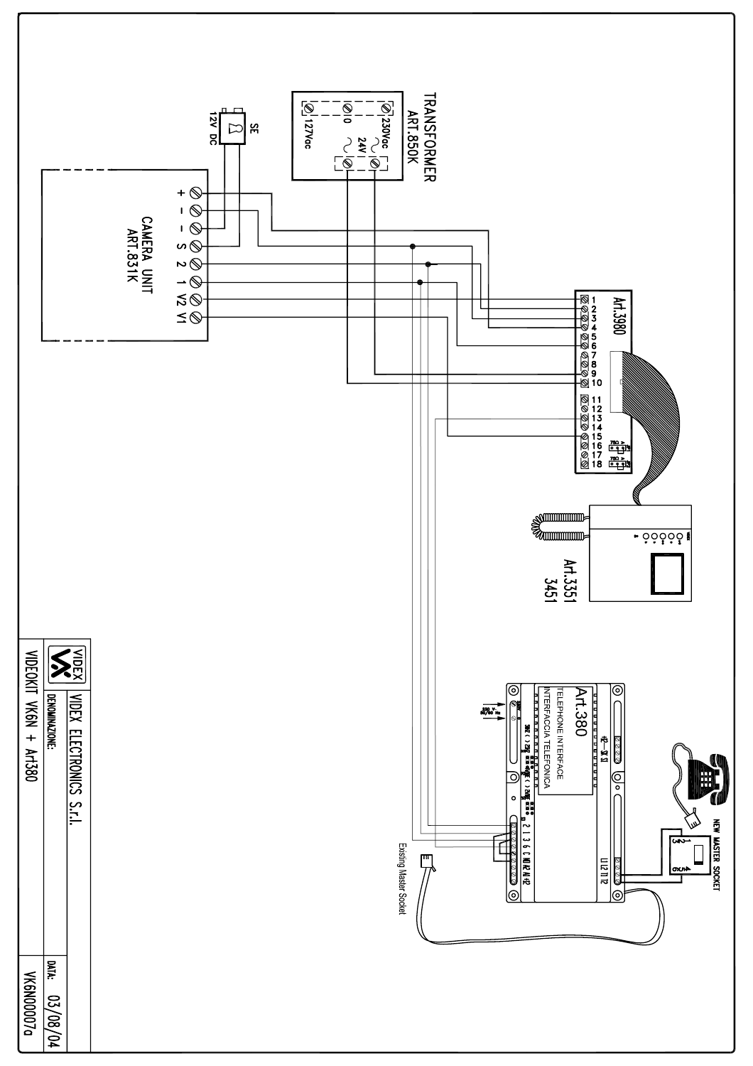TRANSFORMER
ART.850K

230Vac
0
127Vac
24V

SE
12V DC

CAMERA UNIT
ART.831K

+ – – S 2 1 V2 V1

Art.3980

1 2 3 4 5 6 7 8 9 10 11 12 13 14 15 16 17 18

Art.3351
3451

NEW MASTER SOCKET

Art.380
TELEPHONE INTERFACE
INTERFACCIA TELEFONICA

230 V~ 50/60 Hz

2 1 3 C

L1 L2 T1 T2

Existing Master Socket

| | | |
|---|---|---|
| VIDEX | VIDEX ELECTRONICS S.r.l. | |
| | DENOMINAZIONE: | DATA: 03/08/04 |
| | VIDEOKIT VK6N + Art380 | VK6N0007a |